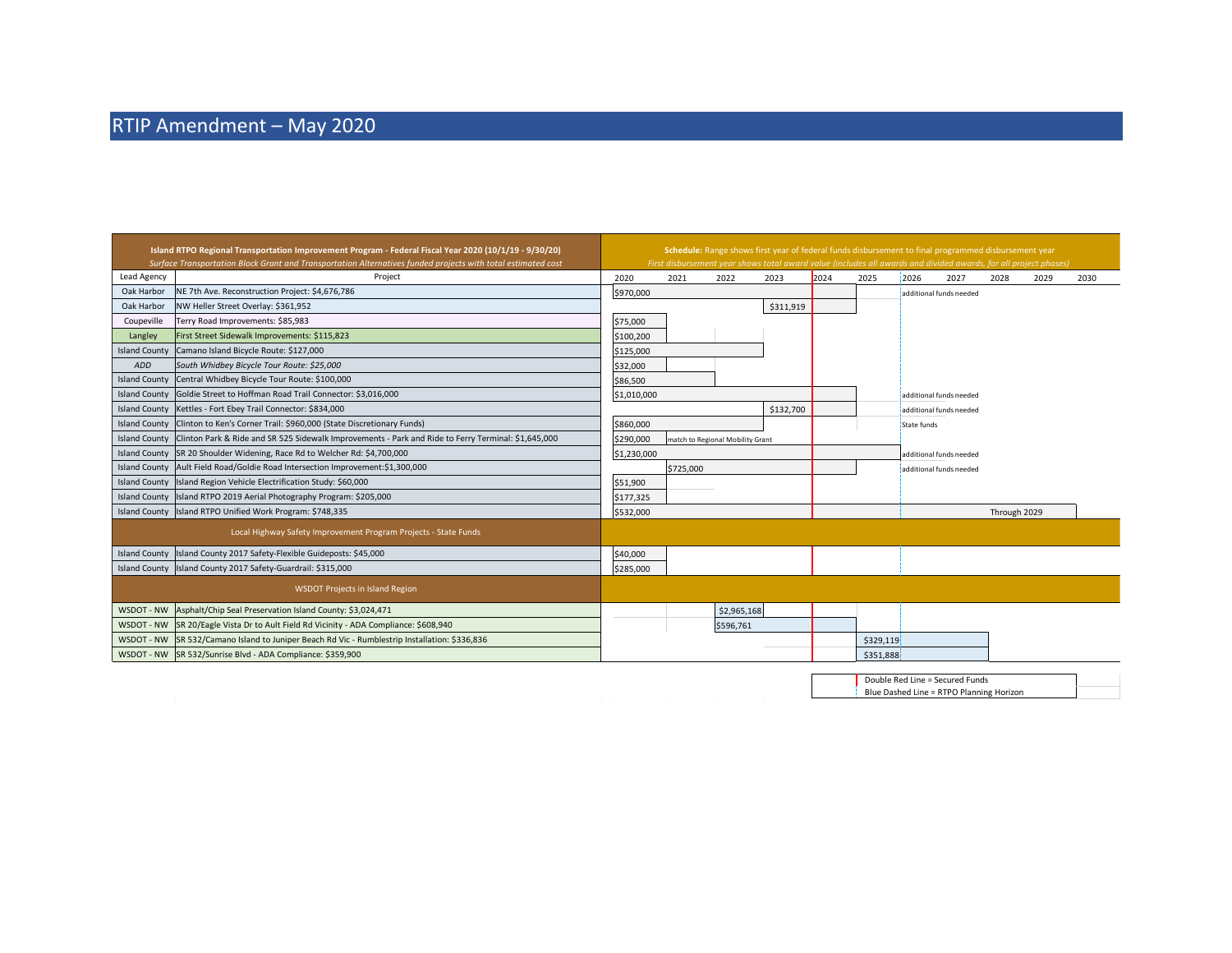# RTIP Amendment – May 2020

| Island RTPO Regional Transportation Improvement Program - Federal Fiscal Year 2020 (10/1/19 - 9/30/20) *Surface Transportation Block Grant and Transportation Alternatives funded projects with total estimated cost* | | **Schedule:** Range shows first year of federal funds disbursement to final programmed disbursement year *First disbursement year shows total award value (includes all awards and divided awards, for all project phases)* | | | | | | | | | | |
|---|---|---|---|---|---|---|---|---|---|---|---|---|
| Lead Agency | Project | 2020 | 2021 | 2022 | 2023 | 2024 | 2025 | 2026 | 2027 | 2028 | 2029 | 2030 |
| Oak Harbor | NE 7th Ave. Reconstruction Project: $4,676,786 | $970,000 | | | | | | additional funds needed | | | | |
| Oak Harbor | NW Heller Street Overlay: $361,952 | | | | $311,919 | | | | | | | |
| Coupeville | Terry Road Improvements: $85,983 | $75,000 | | | | | | | | | | |
| Langley | First Street Sidewalk Improvements: $115,823 | $100,200 | | | | | | | | | | |
| Island County | Camano Island Bicycle Route: $127,000 | $125,000 | | | | | | | | | | |
| *ADD* | *South Whidbey Bicycle Tour Route: $25,000* | $32,000 | | | | | | | | | | |
| Island County | Central Whidbey Bicycle Tour Route: $100,000 | $86,500 | | | | | | | | | | |
| Island County | Goldie Street to Hoffman Road Trail Connector: $3,016,000 | $1,010,000 | | | | | | additional funds needed | | | | |
| Island County | Kettles - Fort Ebey Trail Connector: $834,000 | | | | $132,700 | | | additional funds needed | | | | |
| Island County | Clinton to Ken's Corner Trail: $960,000 (State Discretionary Funds) | $860,000 | | | | | | State funds | | | | |
| Island County | Clinton Park & Ride and SR 525 Sidewalk Improvements - Park and Ride to Ferry Terminal: $1,645,000 | $290,000 | match to Regional Mobility Grant | | | | | | | | | |
| Island County | SR 20 Shoulder Widening, Race Rd to Welcher Rd: $4,700,000 | $1,230,000 | | | | | | additional funds needed | | | | |
| Island County | Ault Field Road/Goldie Road Intersection Improvement:$1,300,000 | | $725,000 | | | | | additional funds needed | | | | |
| Island County | Island Region Vehicle Electrification Study: $60,000 | $51,900 | | | | | | | | | | |
| Island County | Island RTPO 2019 Aerial Photography Program: $205,000 | $177,325 | | | | | | | | | | |
| Island County | Island RTPO Unified Work Program: $748,335 | $532,000 | | | | | | | | Through 2029 | | |
| Local Highway Safety Improvement Program Projects - State Funds | | | | | | | | | | | | |
| Island County | Island County 2017 Safety-Flexible Guideposts: $45,000 | $40,000 | | | | | | | | | | |
| Island County | Island County 2017 Safety-Guardrail: $315,000 | $285,000 | | | | | | | | | | |
| WSDOT Projects in Island Region | | | | | | | | | | | | |
| WSDOT - NW | Asphalt/Chip Seal Preservation Island County: $3,024,471 | | | $2,965,168 | | | | | | | | |
| WSDOT - NW | SR 20/Eagle Vista Dr to Ault Field Rd Vicinity - ADA Compliance: $608,940 | | | $596,761 | | | | | | | | |
| WSDOT - NW | SR 532/Camano Island to Juniper Beach Rd Vic - Rumblestrip Installation: $336,836 | | | | | | $329,119 | | | | | |
| WSDOT - NW | SR 532/Sunrise Blvd - ADA Compliance: $359,900 | | | | | | $351,888 | | | | | |

Double Red Line = Secured Funds
Blue Dashed Line = RTPO Planning Horizon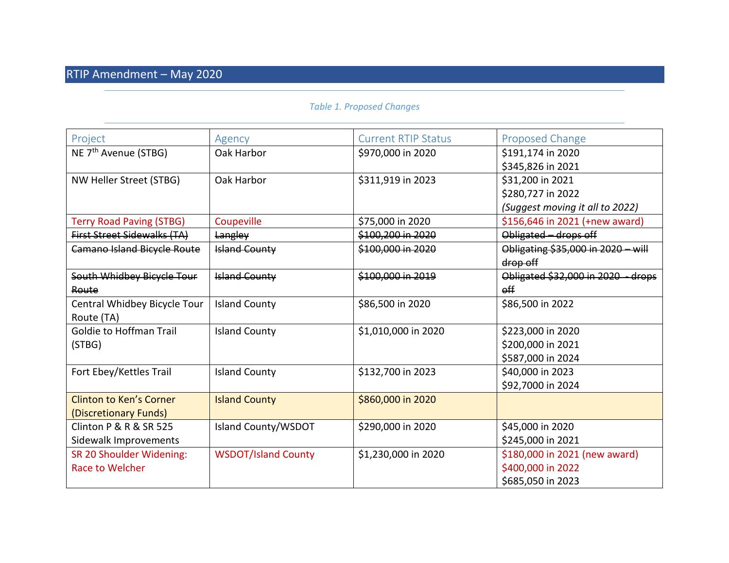## RTIP Amendment – May 2020

*Table 1. Proposed Changes*

| Project | Agency | Current RTIP Status | Proposed Change |
|---|---|---|---|
| NE 7th Avenue (STBG) | Oak Harbor | $970,000 in 2020 | $191,174 in 2020<br>$345,826 in 2021 |
| NW Heller Street (STBG) | Oak Harbor | $311,919 in 2023 | $31,200 in 2021<br>$280,727 in 2022<br>*(Suggest moving it all to 2022)* |
| Terry Road Paving (STBG) | Coupeville | $75,000 in 2020 | $156,646 in 2021 (+new award) |
| ~~First Street Sidewalks (TA)~~ | ~~Langley~~ | ~~$100,200 in 2020~~ | ~~Obligated – drops off~~ |
| ~~Camano Island Bicycle Route~~ | ~~Island County~~ | ~~$100,000 in 2020~~ | ~~Obligating $35,000 in 2020 – will drop off~~ |
| ~~South Whidbey Bicycle Tour Route~~ | ~~Island County~~ | ~~$100,000 in 2019~~ | ~~Obligated $32,000 in 2020 - drops off~~ |
| Central Whidbey Bicycle Tour Route (TA) | Island County | $86,500 in 2020 | $86,500 in 2022 |
| Goldie to Hoffman Trail (STBG) | Island County | $1,010,000 in 2020 | $223,000 in 2020<br>$200,000 in 2021<br>$587,000 in 2024 |
| Fort Ebey/Kettles Trail | Island County | $132,700 in 2023 | $40,000 in 2023<br>$92,7000 in 2024 |
| Clinton to Ken's Corner (Discretionary Funds) | Island County | $860,000 in 2020 | |
| Clinton P & R & SR 525 Sidewalk Improvements | Island County/WSDOT | $290,000 in 2020 | $45,000 in 2020<br>$245,000 in 2021 |
| SR 20 Shoulder Widening: Race to Welcher | WSDOT/Island County | $1,230,000 in 2020 | $180,000 in 2021 (new award)<br>$400,000 in 2022<br>$685,050 in 2023 |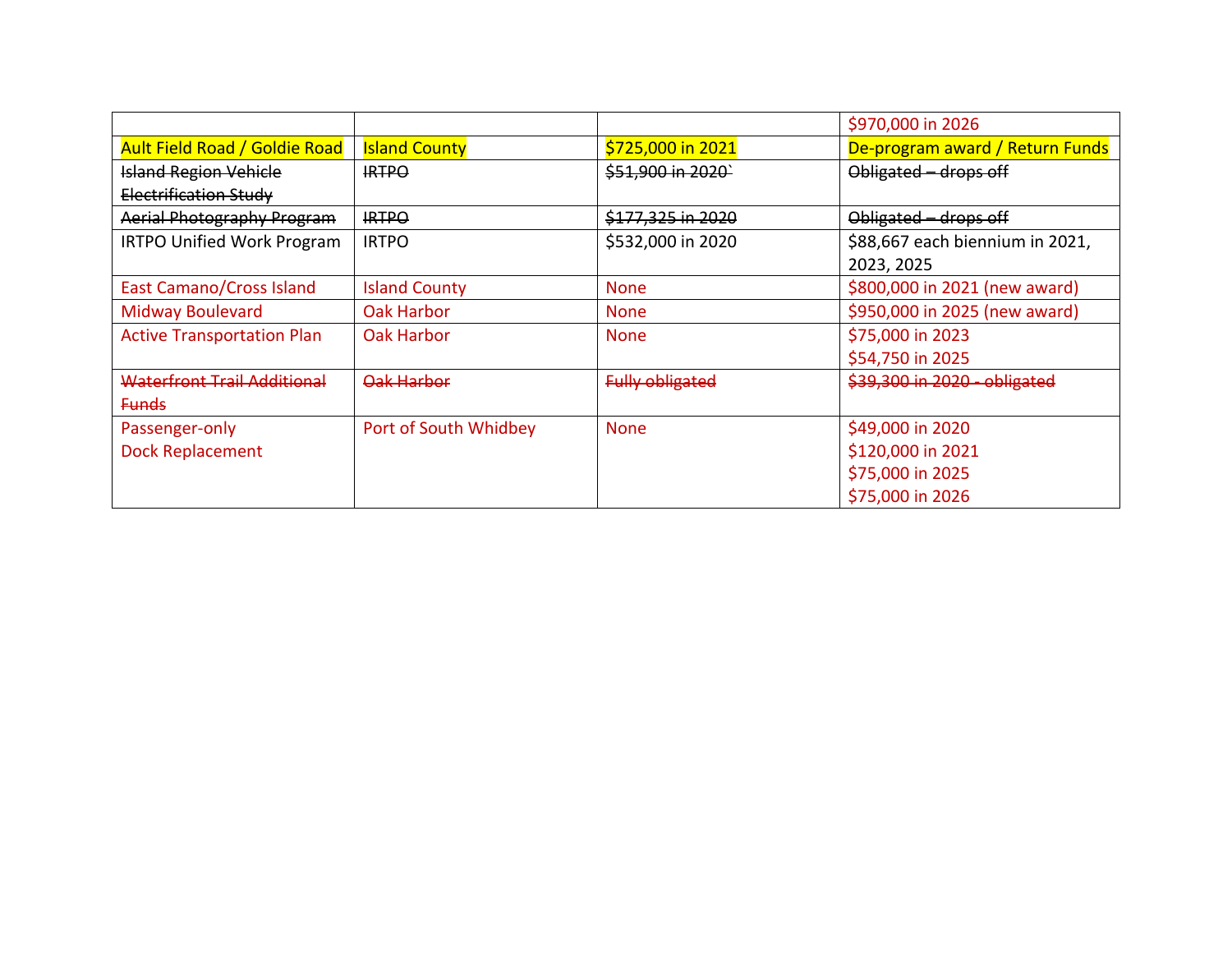| | | | |
|---|---|---|---|
| | | | $970,000 in 2026 |
| Ault Field Road / Goldie Road | Island County | $725,000 in 2021 | De-program award / Return Funds |
| ~~Island Region Vehicle Electrification Study~~ | ~~IRTPO~~ | ~~$51,900 in 2020`~~ | ~~Obligated – drops off~~ |
| ~~Aerial Photography Program~~ | ~~IRTPO~~ | ~~$177,325 in 2020~~ | ~~Obligated – drops off~~ |
| IRTPO Unified Work Program | IRTPO | $532,000 in 2020 | $88,667 each biennium in 2021, 2023, 2025 |
| East Camano/Cross Island | Island County | None | $800,000 in 2021 (new award) |
| Midway Boulevard | Oak Harbor | None | $950,000 in 2025 (new award) |
| Active Transportation Plan | Oak Harbor | None | $75,000 in 2023<br>$54,750 in 2025 |
| ~~Waterfront Trail Additional Funds~~ | ~~Oak Harbor~~ | ~~Fully obligated~~ | ~~$39,300 in 2020 - obligated~~ |
| Passenger-only<br>Dock Replacement | Port of South Whidbey | None | $49,000 in 2020<br>$120,000 in 2021<br>$75,000 in 2025<br>$75,000 in 2026 |